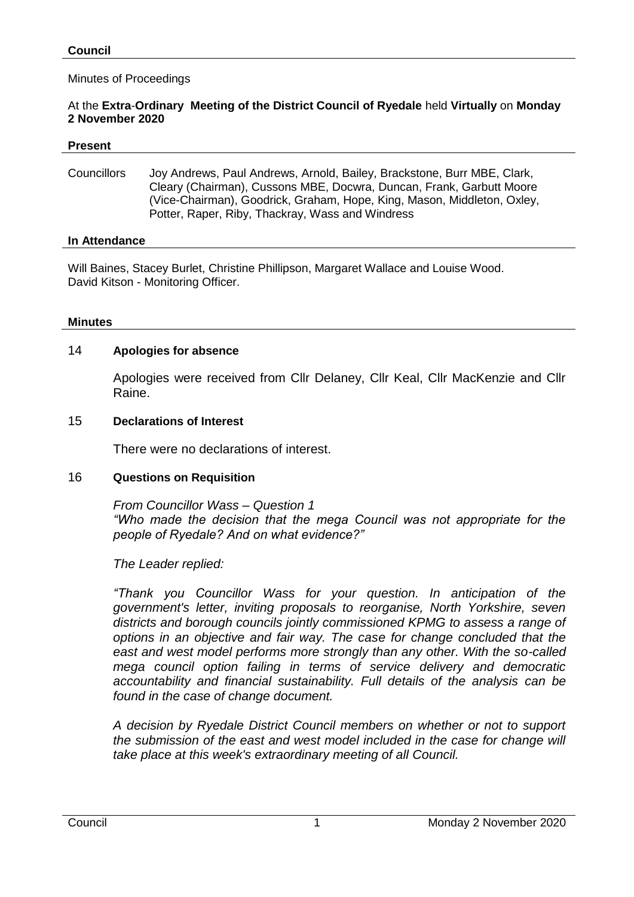## Council

Minutes of Proceedings

At the **Extra-Ordinary Meeting of the District Council of Ryedale** held **Virtually** on **Monday 2 November 2020**

### Present

Councillors Joy Andrews, Paul Andrews, Arnold, Bailey, Brackstone, Burr MBE, Clark, Cleary (Chairman), Cussons MBE, Docwra, Duncan, Frank, Garbutt Moore (Vice-Chairman), Goodrick, Graham, Hope, King, Mason, Middleton, Oxley, Potter, Raper, Riby, Thackray, Wass and Windress

### In Attendance

Will Baines, Stacey Burlet, Christine Phillipson, Margaret Wallace and Louise Wood.
David Kitson - Monitoring Officer.

### Minutes

14 **Apologies for absence**

Apologies were received from Cllr Delaney, Cllr Keal, Cllr MacKenzie and Cllr Raine.

15 **Declarations of Interest**

There were no declarations of interest.

16 **Questions on Requisition**

*From Councillor Wass – Question 1*
*"Who made the decision that the mega Council was not appropriate for the people of Ryedale? And on what evidence?"*

*The Leader replied:*

*"Thank you Councillor Wass for your question. In anticipation of the government's letter, inviting proposals to reorganise, North Yorkshire, seven districts and borough councils jointly commissioned KPMG to assess a range of options in an objective and fair way. The case for change concluded that the east and west model performs more strongly than any other. With the so-called mega council option failing in terms of service delivery and democratic accountability and financial sustainability. Full details of the analysis can be found in the case of change document.*

*A decision by Ryedale District Council members on whether or not to support the submission of the east and west model included in the case for change will take place at this week's extraordinary meeting of all Council.*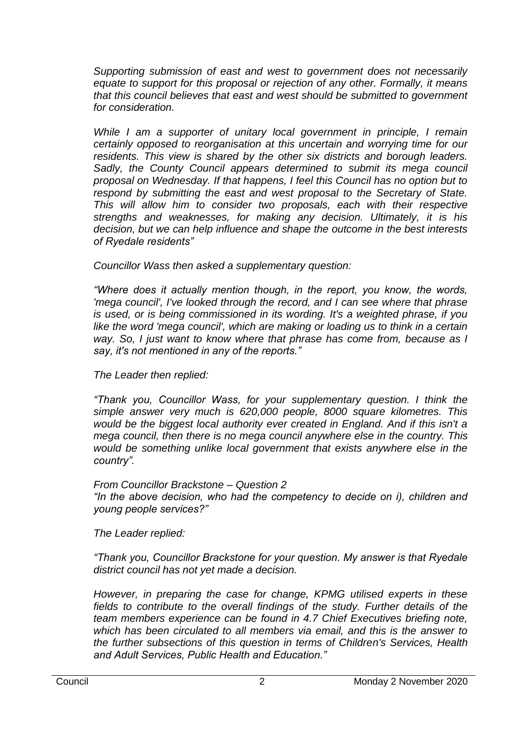*Supporting submission of east and west to government does not necessarily equate to support for this proposal or rejection of any other. Formally, it means that this council believes that east and west should be submitted to government for consideration.*

*While I am a supporter of unitary local government in principle, I remain certainly opposed to reorganisation at this uncertain and worrying time for our residents. This view is shared by the other six districts and borough leaders. Sadly, the County Council appears determined to submit its mega council proposal on Wednesday. If that happens, I feel this Council has no option but to respond by submitting the east and west proposal to the Secretary of State. This will allow him to consider two proposals, each with their respective strengths and weaknesses, for making any decision. Ultimately, it is his decision, but we can help influence and shape the outcome in the best interests of Ryedale residents"*

*Councillor Wass then asked a supplementary question:*

*"Where does it actually mention though, in the report, you know, the words, 'mega council', I've looked through the record, and I can see where that phrase is used, or is being commissioned in its wording. It's a weighted phrase, if you like the word 'mega council', which are making or loading us to think in a certain way. So, I just want to know where that phrase has come from, because as I say, it's not mentioned in any of the reports."*

*The Leader then replied:*

*"Thank you, Councillor Wass, for your supplementary question. I think the simple answer very much is 620,000 people, 8000 square kilometres. This would be the biggest local authority ever created in England. And if this isn't a mega council, then there is no mega council anywhere else in the country. This would be something unlike local government that exists anywhere else in the country".*

*From Councillor Brackstone – Question 2*
*"In the above decision, who had the competency to decide on i), children and young people services?"*

*The Leader replied:*

*"Thank you, Councillor Brackstone for your question. My answer is that Ryedale district council has not yet made a decision.*

*However, in preparing the case for change, KPMG utilised experts in these fields to contribute to the overall findings of the study. Further details of the team members experience can be found in 4.7 Chief Executives briefing note, which has been circulated to all members via email, and this is the answer to the further subsections of this question in terms of Children's Services, Health and Adult Services, Public Health and Education."*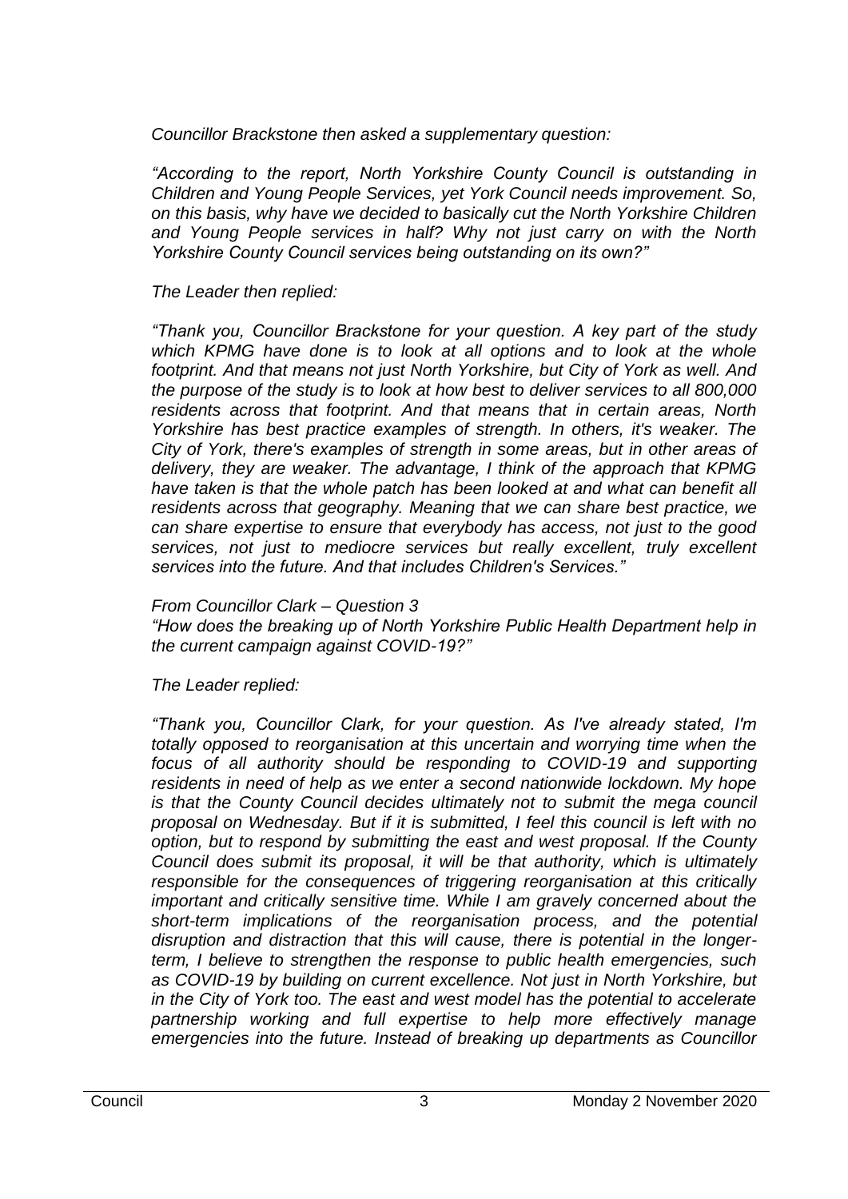*Councillor Brackstone then asked a supplementary question:*

*"According to the report, North Yorkshire County Council is outstanding in Children and Young People Services, yet York Council needs improvement. So, on this basis, why have we decided to basically cut the North Yorkshire Children and Young People services in half? Why not just carry on with the North Yorkshire County Council services being outstanding on its own?"*

*The Leader then replied:*

*"Thank you, Councillor Brackstone for your question. A key part of the study which KPMG have done is to look at all options and to look at the whole footprint. And that means not just North Yorkshire, but City of York as well. And the purpose of the study is to look at how best to deliver services to all 800,000 residents across that footprint. And that means that in certain areas, North Yorkshire has best practice examples of strength. In others, it's weaker. The City of York, there's examples of strength in some areas, but in other areas of delivery, they are weaker. The advantage, I think of the approach that KPMG have taken is that the whole patch has been looked at and what can benefit all residents across that geography. Meaning that we can share best practice, we can share expertise to ensure that everybody has access, not just to the good services, not just to mediocre services but really excellent, truly excellent services into the future. And that includes Children's Services."*

*From Councillor Clark – Question 3*
*"How does the breaking up of North Yorkshire Public Health Department help in the current campaign against COVID-19?"*

*The Leader replied:*

*"Thank you, Councillor Clark, for your question. As I've already stated, I'm totally opposed to reorganisation at this uncertain and worrying time when the focus of all authority should be responding to COVID-19 and supporting residents in need of help as we enter a second nationwide lockdown. My hope is that the County Council decides ultimately not to submit the mega council proposal on Wednesday. But if it is submitted, I feel this council is left with no option, but to respond by submitting the east and west proposal. If the County Council does submit its proposal, it will be that authority, which is ultimately responsible for the consequences of triggering reorganisation at this critically important and critically sensitive time. While I am gravely concerned about the short-term implications of the reorganisation process, and the potential disruption and distraction that this will cause, there is potential in the longer-term, I believe to strengthen the response to public health emergencies, such as COVID-19 by building on current excellence. Not just in North Yorkshire, but in the City of York too. The east and west model has the potential to accelerate partnership working and full expertise to help more effectively manage emergencies into the future. Instead of breaking up departments as Councillor*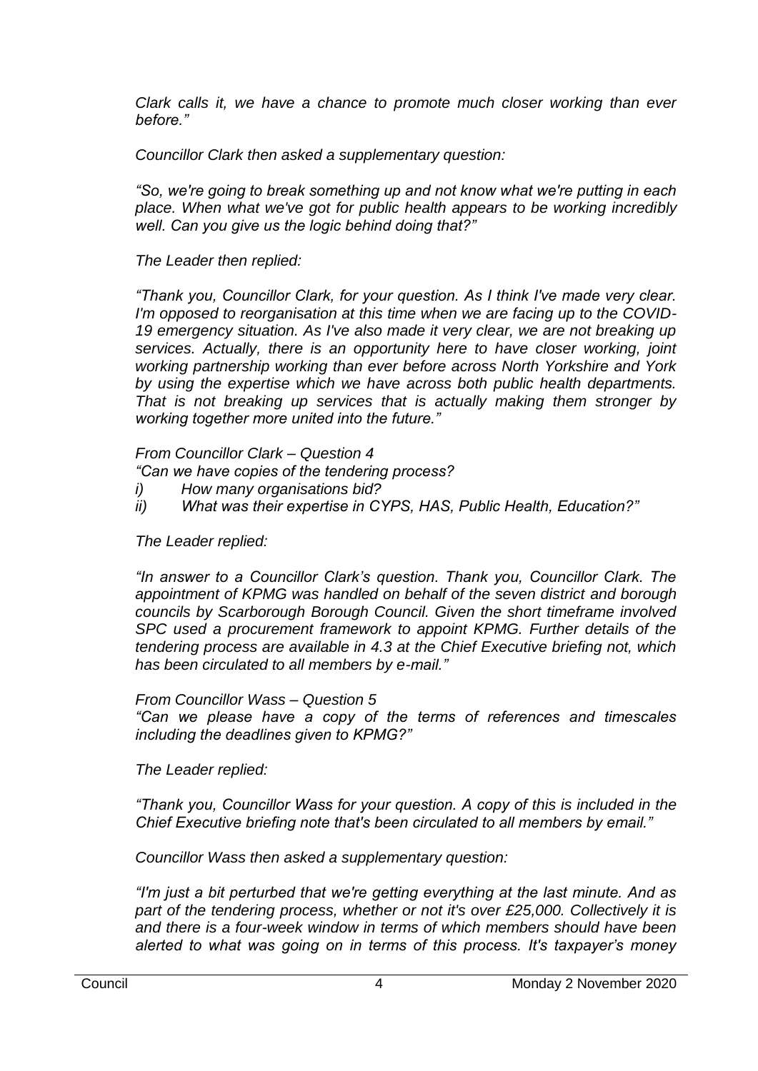*Clark calls it, we have a chance to promote much closer working than ever before."*

*Councillor Clark then asked a supplementary question:*

*"So, we're going to break something up and not know what we're putting in each place. When what we've got for public health appears to be working incredibly well. Can you give us the logic behind doing that?"*

*The Leader then replied:*

*"Thank you, Councillor Clark, for your question. As I think I've made very clear. I'm opposed to reorganisation at this time when we are facing up to the COVID-19 emergency situation. As I've also made it very clear, we are not breaking up services. Actually, there is an opportunity here to have closer working, joint working partnership working than ever before across North Yorkshire and York by using the expertise which we have across both public health departments. That is not breaking up services that is actually making them stronger by working together more united into the future."*

*From Councillor Clark – Question 4*
*"Can we have copies of the tendering process?*
*i) How many organisations bid?*
*ii) What was their expertise in CYPS, HAS, Public Health, Education?"*

*The Leader replied:*

*"In answer to a Councillor Clark's question. Thank you, Councillor Clark. The appointment of KPMG was handled on behalf of the seven district and borough councils by Scarborough Borough Council. Given the short timeframe involved SPC used a procurement framework to appoint KPMG. Further details of the tendering process are available in 4.3 at the Chief Executive briefing not, which has been circulated to all members by e-mail."*

*From Councillor Wass – Question 5*
*"Can we please have a copy of the terms of references and timescales including the deadlines given to KPMG?"*

*The Leader replied:*

*"Thank you, Councillor Wass for your question. A copy of this is included in the Chief Executive briefing note that's been circulated to all members by email."*

*Councillor Wass then asked a supplementary question:*

*"I'm just a bit perturbed that we're getting everything at the last minute. And as part of the tendering process, whether or not it's over £25,000. Collectively it is and there is a four-week window in terms of which members should have been alerted to what was going on in terms of this process. It's taxpayer's money*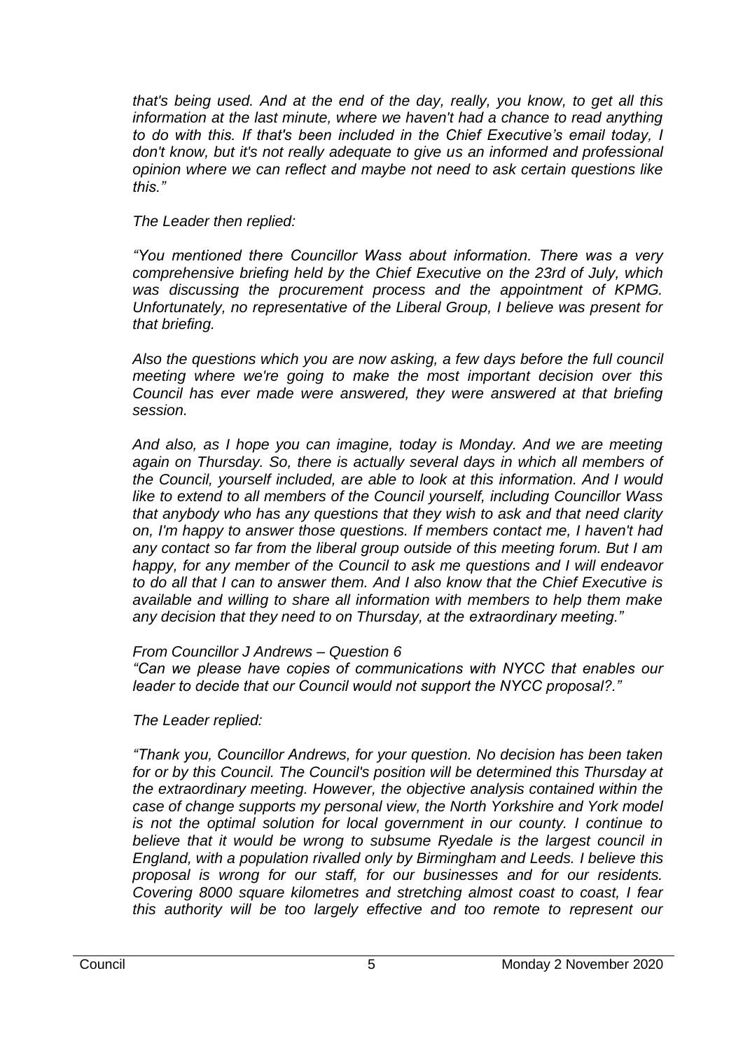*that's being used. And at the end of the day, really, you know, to get all this information at the last minute, where we haven't had a chance to read anything to do with this. If that's been included in the Chief Executive's email today, I don't know, but it's not really adequate to give us an informed and professional opinion where we can reflect and maybe not need to ask certain questions like this."*

*The Leader then replied:*

*"You mentioned there Councillor Wass about information. There was a very comprehensive briefing held by the Chief Executive on the 23rd of July, which was discussing the procurement process and the appointment of KPMG. Unfortunately, no representative of the Liberal Group, I believe was present for that briefing.*

*Also the questions which you are now asking, a few days before the full council meeting where we're going to make the most important decision over this Council has ever made were answered, they were answered at that briefing session.*

*And also, as I hope you can imagine, today is Monday. And we are meeting again on Thursday. So, there is actually several days in which all members of the Council, yourself included, are able to look at this information. And I would like to extend to all members of the Council yourself, including Councillor Wass that anybody who has any questions that they wish to ask and that need clarity on, I'm happy to answer those questions. If members contact me, I haven't had any contact so far from the liberal group outside of this meeting forum. But I am happy, for any member of the Council to ask me questions and I will endeavor to do all that I can to answer them. And I also know that the Chief Executive is available and willing to share all information with members to help them make any decision that they need to on Thursday, at the extraordinary meeting."*

*From Councillor J Andrews – Question 6*
*"Can we please have copies of communications with NYCC that enables our leader to decide that our Council would not support the NYCC proposal?."*

*The Leader replied:*

*"Thank you, Councillor Andrews, for your question. No decision has been taken for or by this Council. The Council's position will be determined this Thursday at the extraordinary meeting. However, the objective analysis contained within the case of change supports my personal view, the North Yorkshire and York model is not the optimal solution for local government in our county. I continue to believe that it would be wrong to subsume Ryedale is the largest council in England, with a population rivalled only by Birmingham and Leeds. I believe this proposal is wrong for our staff, for our businesses and for our residents. Covering 8000 square kilometres and stretching almost coast to coast, I fear this authority will be too largely effective and too remote to represent our*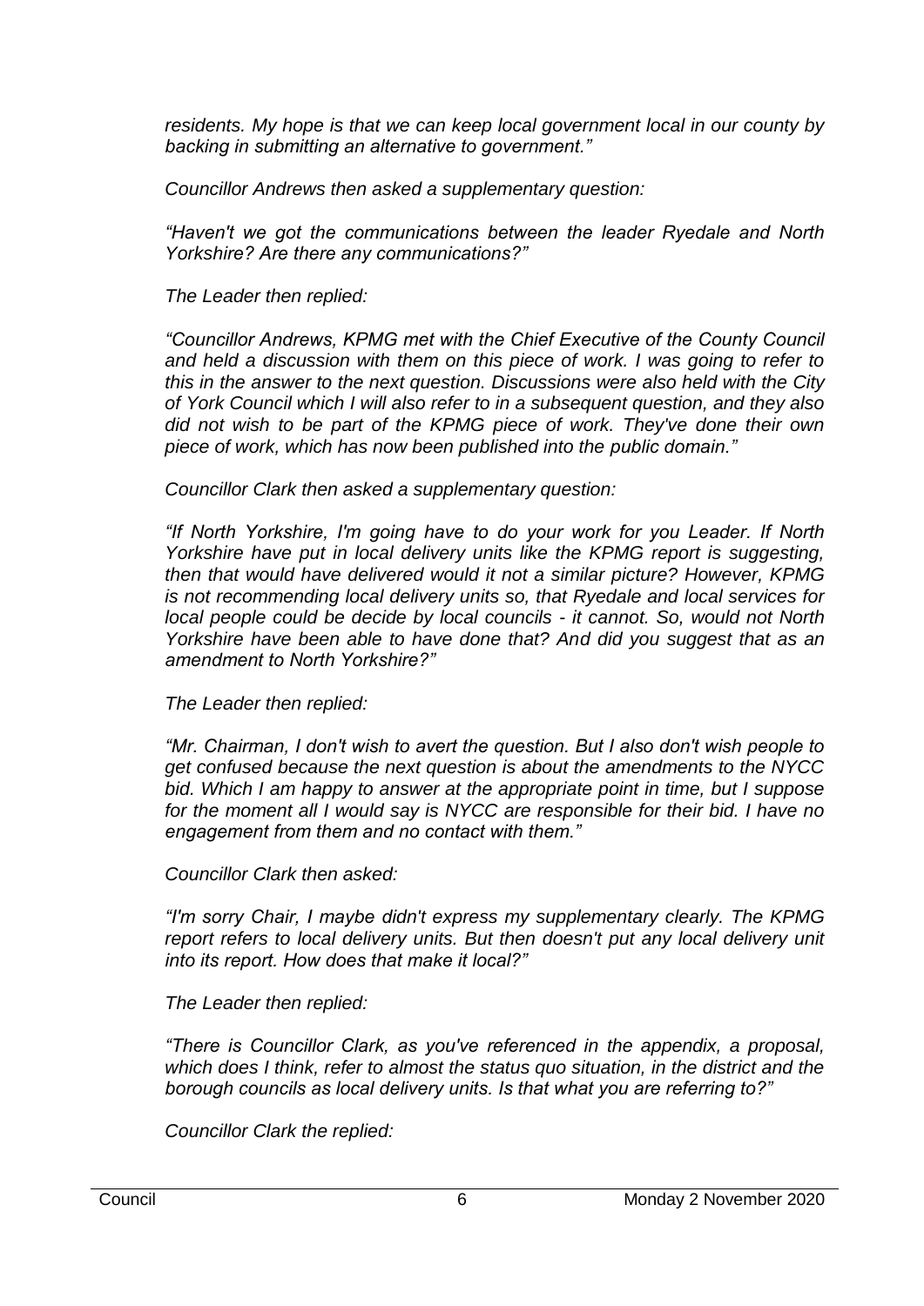*residents. My hope is that we can keep local government local in our county by backing in submitting an alternative to government."*

*Councillor Andrews then asked a supplementary question:*

*"Haven't we got the communications between the leader Ryedale and North Yorkshire? Are there any communications?"*

*The Leader then replied:*

*"Councillor Andrews, KPMG met with the Chief Executive of the County Council and held a discussion with them on this piece of work. I was going to refer to this in the answer to the next question. Discussions were also held with the City of York Council which I will also refer to in a subsequent question, and they also did not wish to be part of the KPMG piece of work. They've done their own piece of work, which has now been published into the public domain."*

*Councillor Clark then asked a supplementary question:*

*"If North Yorkshire, I'm going have to do your work for you Leader. If North Yorkshire have put in local delivery units like the KPMG report is suggesting, then that would have delivered would it not a similar picture? However, KPMG is not recommending local delivery units so, that Ryedale and local services for local people could be decide by local councils - it cannot. So, would not North Yorkshire have been able to have done that? And did you suggest that as an amendment to North Yorkshire?"*

*The Leader then replied:*

*"Mr. Chairman, I don't wish to avert the question. But I also don't wish people to get confused because the next question is about the amendments to the NYCC bid. Which I am happy to answer at the appropriate point in time, but I suppose for the moment all I would say is NYCC are responsible for their bid. I have no engagement from them and no contact with them."*

*Councillor Clark then asked:*

*"I'm sorry Chair, I maybe didn't express my supplementary clearly. The KPMG report refers to local delivery units. But then doesn't put any local delivery unit into its report. How does that make it local?"*

*The Leader then replied:*

*"There is Councillor Clark, as you've referenced in the appendix, a proposal, which does I think, refer to almost the status quo situation, in the district and the borough councils as local delivery units. Is that what you are referring to?"*

*Councillor Clark the replied:*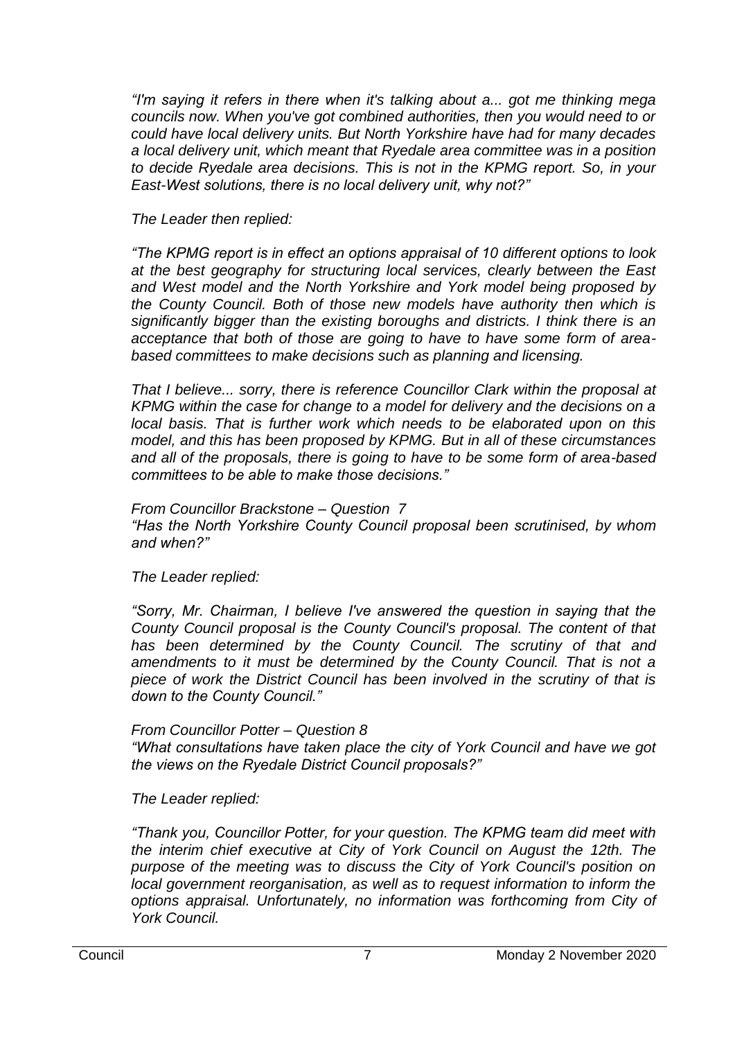*"I'm saying it refers in there when it's talking about a... got me thinking mega councils now. When you've got combined authorities, then you would need to or could have local delivery units. But North Yorkshire have had for many decades a local delivery unit, which meant that Ryedale area committee was in a position to decide Ryedale area decisions. This is not in the KPMG report. So, in your East-West solutions, there is no local delivery unit, why not?"*

*The Leader then replied:*

*"The KPMG report is in effect an options appraisal of 10 different options to look at the best geography for structuring local services, clearly between the East and West model and the North Yorkshire and York model being proposed by the County Council. Both of those new models have authority then which is significantly bigger than the existing boroughs and districts. I think there is an acceptance that both of those are going to have to have some form of area-based committees to make decisions such as planning and licensing.*

*That I believe... sorry, there is reference Councillor Clark within the proposal at KPMG within the case for change to a model for delivery and the decisions on a local basis. That is further work which needs to be elaborated upon on this model, and this has been proposed by KPMG. But in all of these circumstances and all of the proposals, there is going to have to be some form of area-based committees to be able to make those decisions."*

*From Councillor Brackstone – Question 7*
*"Has the North Yorkshire County Council proposal been scrutinised, by whom and when?"*

*The Leader replied:*

*"Sorry, Mr. Chairman, I believe I've answered the question in saying that the County Council proposal is the County Council's proposal. The content of that has been determined by the County Council. The scrutiny of that and amendments to it must be determined by the County Council. That is not a piece of work the District Council has been involved in the scrutiny of that is down to the County Council."*

*From Councillor Potter – Question 8*
*"What consultations have taken place the city of York Council and have we got the views on the Ryedale District Council proposals?"*

*The Leader replied:*

*"Thank you, Councillor Potter, for your question. The KPMG team did meet with the interim chief executive at City of York Council on August the 12th. The purpose of the meeting was to discuss the City of York Council's position on local government reorganisation, as well as to request information to inform the options appraisal. Unfortunately, no information was forthcoming from City of York Council.*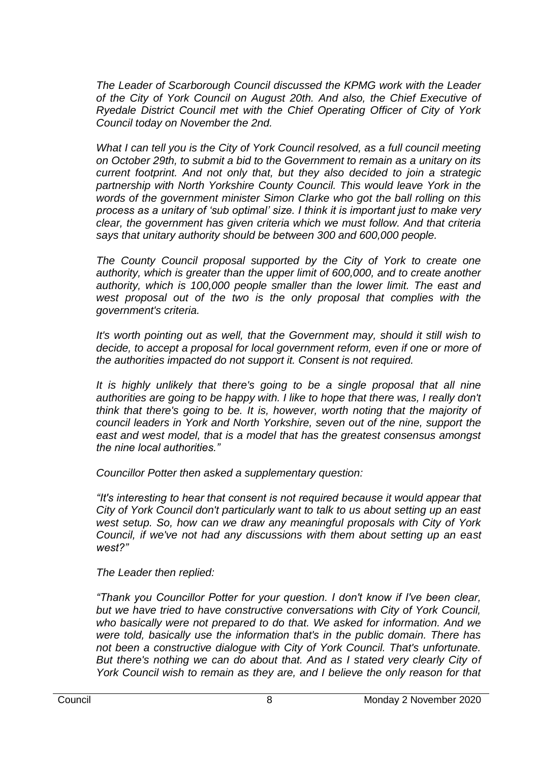*The Leader of Scarborough Council discussed the KPMG work with the Leader of the City of York Council on August 20th. And also, the Chief Executive of Ryedale District Council met with the Chief Operating Officer of City of York Council today on November the 2nd.*

*What I can tell you is the City of York Council resolved, as a full council meeting on October 29th, to submit a bid to the Government to remain as a unitary on its current footprint. And not only that, but they also decided to join a strategic partnership with North Yorkshire County Council. This would leave York in the words of the government minister Simon Clarke who got the ball rolling on this process as a unitary of 'sub optimal' size. I think it is important just to make very clear, the government has given criteria which we must follow. And that criteria says that unitary authority should be between 300 and 600,000 people.*

*The County Council proposal supported by the City of York to create one authority, which is greater than the upper limit of 600,000, and to create another authority, which is 100,000 people smaller than the lower limit. The east and west proposal out of the two is the only proposal that complies with the government's criteria.*

*It's worth pointing out as well, that the Government may, should it still wish to decide, to accept a proposal for local government reform, even if one or more of the authorities impacted do not support it. Consent is not required.*

*It is highly unlikely that there's going to be a single proposal that all nine authorities are going to be happy with. I like to hope that there was, I really don't think that there's going to be. It is, however, worth noting that the majority of council leaders in York and North Yorkshire, seven out of the nine, support the east and west model, that is a model that has the greatest consensus amongst the nine local authorities."*

*Councillor Potter then asked a supplementary question:*

*"It's interesting to hear that consent is not required because it would appear that City of York Council don't particularly want to talk to us about setting up an east west setup. So, how can we draw any meaningful proposals with City of York Council, if we've not had any discussions with them about setting up an east west?"*

*The Leader then replied:*

*"Thank you Councillor Potter for your question. I don't know if I've been clear, but we have tried to have constructive conversations with City of York Council, who basically were not prepared to do that. We asked for information. And we were told, basically use the information that's in the public domain. There has not been a constructive dialogue with City of York Council. That's unfortunate. But there's nothing we can do about that. And as I stated very clearly City of York Council wish to remain as they are, and I believe the only reason for that*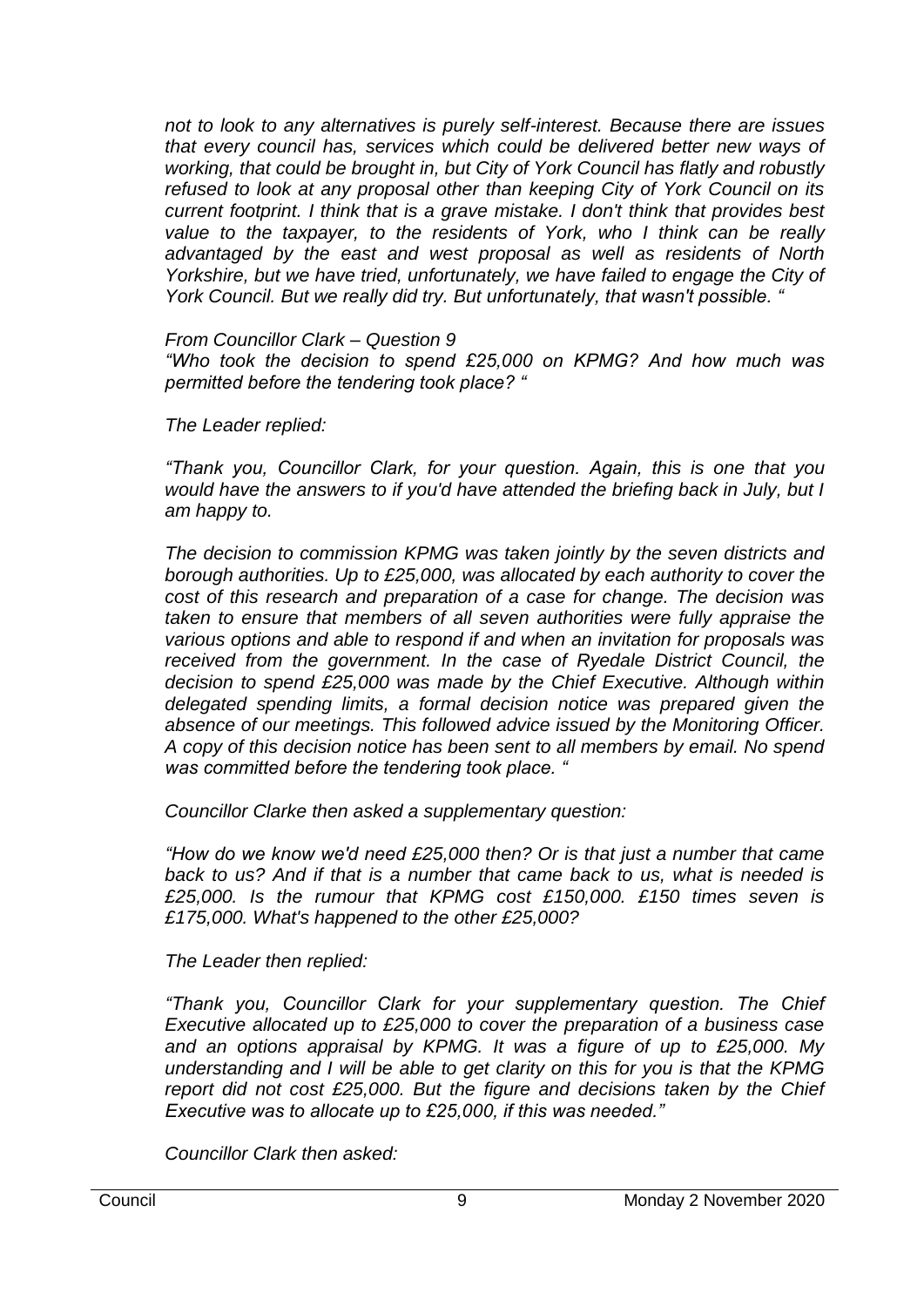*not to look to any alternatives is purely self-interest. Because there are issues that every council has, services which could be delivered better new ways of working, that could be brought in, but City of York Council has flatly and robustly refused to look at any proposal other than keeping City of York Council on its current footprint. I think that is a grave mistake. I don't think that provides best value to the taxpayer, to the residents of York, who I think can be really advantaged by the east and west proposal as well as residents of North Yorkshire, but we have tried, unfortunately, we have failed to engage the City of York Council. But we really did try. But unfortunately, that wasn't possible. "*

*From Councillor Clark – Question 9*
*"Who took the decision to spend £25,000 on KPMG? And how much was permitted before the tendering took place? "*

*The Leader replied:*

*"Thank you, Councillor Clark, for your question. Again, this is one that you would have the answers to if you'd have attended the briefing back in July, but I am happy to.*

*The decision to commission KPMG was taken jointly by the seven districts and borough authorities. Up to £25,000, was allocated by each authority to cover the cost of this research and preparation of a case for change. The decision was taken to ensure that members of all seven authorities were fully appraise the various options and able to respond if and when an invitation for proposals was received from the government. In the case of Ryedale District Council, the decision to spend £25,000 was made by the Chief Executive. Although within delegated spending limits, a formal decision notice was prepared given the absence of our meetings. This followed advice issued by the Monitoring Officer. A copy of this decision notice has been sent to all members by email. No spend was committed before the tendering took place. "*

*Councillor Clarke then asked a supplementary question:*

*"How do we know we'd need £25,000 then? Or is that just a number that came back to us? And if that is a number that came back to us, what is needed is £25,000. Is the rumour that KPMG cost £150,000. £150 times seven is £175,000. What's happened to the other £25,000?*

*The Leader then replied:*

*"Thank you, Councillor Clark for your supplementary question. The Chief Executive allocated up to £25,000 to cover the preparation of a business case and an options appraisal by KPMG. It was a figure of up to £25,000. My understanding and I will be able to get clarity on this for you is that the KPMG report did not cost £25,000. But the figure and decisions taken by the Chief Executive was to allocate up to £25,000, if this was needed."*

*Councillor Clark then asked:*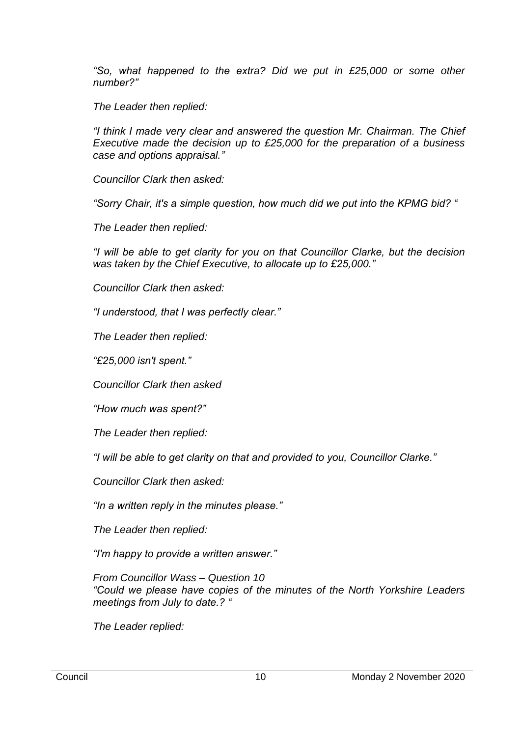*"So, what happened to the extra? Did we put in £25,000 or some other number?"*

*The Leader then replied:*

*"I think I made very clear and answered the question Mr. Chairman. The Chief Executive made the decision up to £25,000 for the preparation of a business case and options appraisal."*

*Councillor Clark then asked:*

*"Sorry Chair, it's a simple question, how much did we put into the KPMG bid? "*

*The Leader then replied:*

*"I will be able to get clarity for you on that Councillor Clarke, but the decision was taken by the Chief Executive, to allocate up to £25,000."*

*Councillor Clark then asked:*

*"I understood, that I was perfectly clear."*

*The Leader then replied:*

*"£25,000 isn't spent."*

*Councillor Clark then asked*

*"How much was spent?"*

*The Leader then replied:*

*"I will be able to get clarity on that and provided to you, Councillor Clarke."*

*Councillor Clark then asked:*

*"In a written reply in the minutes please."*

*The Leader then replied:*

*"I'm happy to provide a written answer."*

*From Councillor Wass – Question 10*
*"Could we please have copies of the minutes of the North Yorkshire Leaders meetings from July to date.? "*

*The Leader replied:*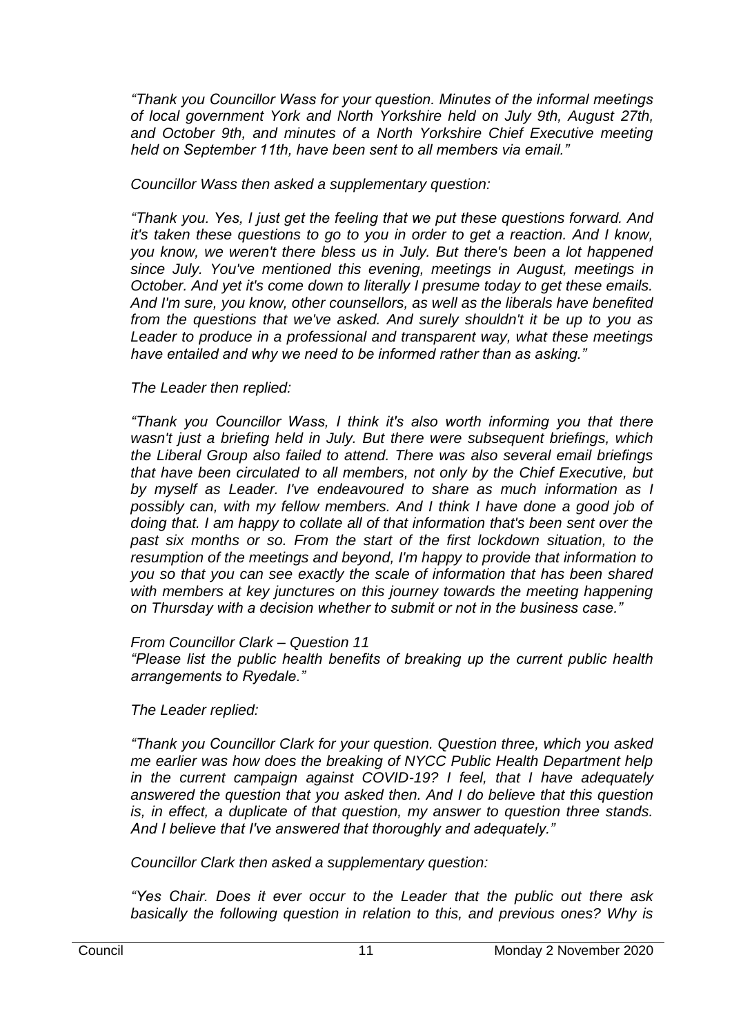*"Thank you Councillor Wass for your question. Minutes of the informal meetings of local government York and North Yorkshire held on July 9th, August 27th, and October 9th, and minutes of a North Yorkshire Chief Executive meeting held on September 11th, have been sent to all members via email."*

*Councillor Wass then asked a supplementary question:*

*"Thank you. Yes, I just get the feeling that we put these questions forward. And it's taken these questions to go to you in order to get a reaction. And I know, you know, we weren't there bless us in July. But there's been a lot happened since July. You've mentioned this evening, meetings in August, meetings in October. And yet it's come down to literally I presume today to get these emails. And I'm sure, you know, other counsellors, as well as the liberals have benefited from the questions that we've asked. And surely shouldn't it be up to you as Leader to produce in a professional and transparent way, what these meetings have entailed and why we need to be informed rather than as asking."*

*The Leader then replied:*

*"Thank you Councillor Wass, I think it's also worth informing you that there wasn't just a briefing held in July. But there were subsequent briefings, which the Liberal Group also failed to attend. There was also several email briefings that have been circulated to all members, not only by the Chief Executive, but by myself as Leader. I've endeavoured to share as much information as I possibly can, with my fellow members. And I think I have done a good job of doing that. I am happy to collate all of that information that's been sent over the past six months or so. From the start of the first lockdown situation, to the resumption of the meetings and beyond, I'm happy to provide that information to you so that you can see exactly the scale of information that has been shared with members at key junctures on this journey towards the meeting happening on Thursday with a decision whether to submit or not in the business case."*

*From Councillor Clark – Question 11*
*"Please list the public health benefits of breaking up the current public health arrangements to Ryedale."*

*The Leader replied:*

*"Thank you Councillor Clark for your question. Question three, which you asked me earlier was how does the breaking of NYCC Public Health Department help in the current campaign against COVID-19? I feel, that I have adequately answered the question that you asked then. And I do believe that this question is, in effect, a duplicate of that question, my answer to question three stands. And I believe that I've answered that thoroughly and adequately."*

*Councillor Clark then asked a supplementary question:*

*"Yes Chair. Does it ever occur to the Leader that the public out there ask basically the following question in relation to this, and previous ones? Why is*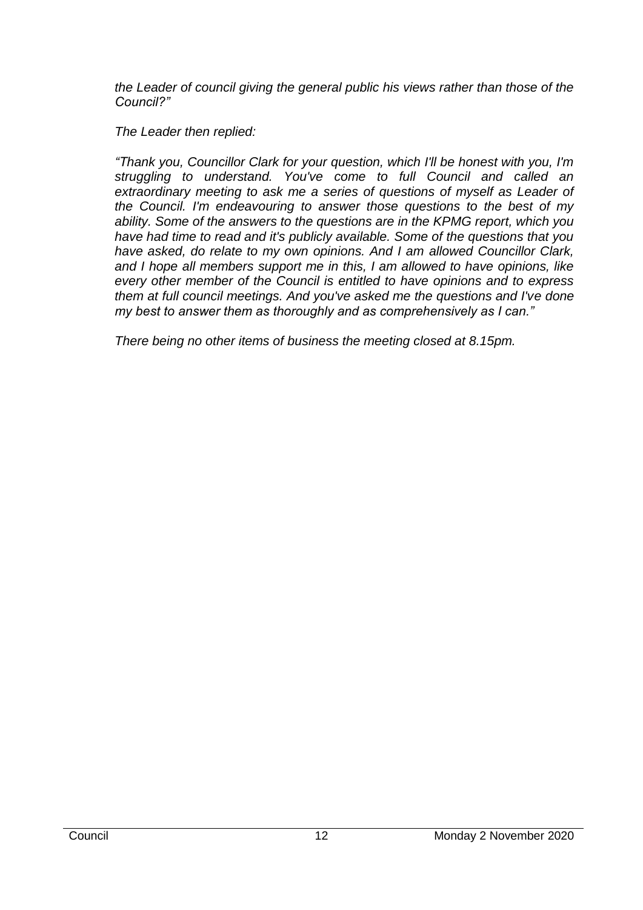*the Leader of council giving the general public his views rather than those of the Council?"*

*The Leader then replied:*

*"Thank you, Councillor Clark for your question, which I'll be honest with you, I'm struggling to understand. You've come to full Council and called an extraordinary meeting to ask me a series of questions of myself as Leader of the Council. I'm endeavouring to answer those questions to the best of my ability. Some of the answers to the questions are in the KPMG report, which you have had time to read and it's publicly available. Some of the questions that you have asked, do relate to my own opinions. And I am allowed Councillor Clark, and I hope all members support me in this, I am allowed to have opinions, like every other member of the Council is entitled to have opinions and to express them at full council meetings. And you've asked me the questions and I've done my best to answer them as thoroughly and as comprehensively as I can."*

*There being no other items of business the meeting closed at 8.15pm.*